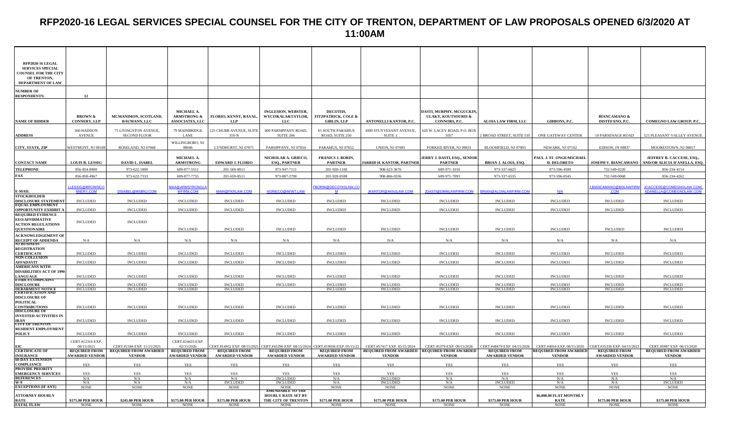# RFP2020-16 LEGAL SERVICES SPECIAL COUNSEL FOR THE CITY OF TRENTON, DEPARTMENT OF LAW PROPOSALS OPENED 6/3/2020 AT 11:00AM

| RFP2020-16 LEGAL SERVICES SPECIAL COUNSEL FOR THE CITY OF TRENTON, DEPARTMENT OF LAW | | | | | | | | | | | | |
|---|---|---|---|---|---|---|---|---|---|---|---|---|
| NUMBER OF RESPONDENTS: | 12 | | | | | | | | | | | |
| NAME OF BIDDER | BROWN & CONNERY, LLP | MCMANIMON, SCOTLAND, BAUMANN, LLC | MICHAEL A. ARMSTRONG & ASSOCIATES, LLC | FLORIO, KENNY, RAVAL, LLP | INGLESION, WEBSTER, WYCISKALA&TAYLOR, LLC | DECOTIIS, FITZPATRICK, COLE & GIBLIN, LLP | ANTONELLI KANTOR, P.C. | DASTI, MURPHY, MCGUCKIN, ULAKY, KOUTSOURIS & CONNORS, P.C. | ALOIA LAW FIRM, LLC | GIBBONS, P.C. | BIANCAMANO & DISTEFANO, P.C. | COMEGNO LAW GROUP, P.C. |
| ADDRESS | 360 HADDON AVENUE | 75 LIVINGSTON AVENUE, SECOND FLOOR | 79 MAINBRIDGE LANE | 125 CHUBB AVENUE, SUITE 310-N | 600 PARSIPPANY ROAD, SUITE 204 | 61 SOUTH PARAMUS ROAD, SUITE 250 | 1000 STUYVESANT AVENUE, SUITE 1 | 620 W. LACEY ROAD, P.O. BOX 1057 | 2 BROAD STREET, SUITE 510 | ONE GATEWAY CENTER | 10 PARSENAGE ROAD | 521 PLEASANT VALLEY AVENUE |
| CITY, STATE, ZIP | WESTMONT, NJ 08108 | ROSELAND, NJ 07068 | WILLINGBORO, NJ 08046 | LYNDHURST, NJ 07071 | PARSIPPANY, NJ 07054 | PARAMUS, NJ 07652 | UNION, NJ 07083 | FORKED RIVER, NJ 08831 | BLOOMFIELD, NJ 07003 | NEWARK, NJ 07102 | EDISON, JN 08837 | MOORESTOWN, NJ 08057 |
| CONTACT NAME | LOUIS R. LESSIG | DAVID L. ISABEL | MICHAEL A. ARMSTRONG | EDWARD J. FLORIO | NICHOLAR A. GRIECO, ESQ., PARTNER | FRANICS J. BORIN, PARTNER | JARRID H. KANTOR, PARTNER | JERRY J. DASTI, ESQ., SENIOR PARTNER | BRIAN J. ALOIA, ESQ. | PAUL J. ST. ONGE/MICHAEL D. DELORETO | JOSEPH V. BIANCAMANO | JEFFREY R. CACCESE, ESQ., AND/OR ALICIA D'ANELLA, ESQ. |
| TELEPHONE | 856-854-8900 | 973-622-1800 | 609-877-5511 | 201-569-8011 | 973-947-7111 | 201-928-1100 | 908-623-3676 | 609-971-1010 | 973-337-6625 | 973-596-4500 | 732-549-0220 | 856-234-4114 |
| FAX | 856-858-4967 | 973-622-7333 | 609-877-7755 | 201-659-8511 | 973-887-2700 | 201-928-0588 | 908-866-0336 | 609-971-7093 | 973-337-6535 | 973-596-0545 | 732-549-0068 | 856-234-4262 |
| E-MAIL | LLESSIG@BROWNCONNERY.COM | DISABEL@MSBNJ.COM | MAA@ARMSTRONGLAWFIRM.COM | MAIN@FKRLAW.COM | NGRIECO@IWWT.LAW | FBORIN@DECOTIISLAW.COM | JKANTOR@AKNJLAW.COM | JDASTI@DMMLAWFIRM.COM | BRIAN@ALOIALAWFIRM.COM | N/A | J.BIANCAMANO@BDLAWFIRM.COM | JCACCESE@COMEGNOLAW.COM; ADANELLA@COMEGNOLAW.COM |
| STOCKHOLDER DISCLOSURE STATEMENT | INCLUDED | INCLUDED | INCLUDED | INCLUDED | INCLUDED | INCLUDED | INCLUDED | INCLUDED | INCLUDED | INCLUDED | INCLUDED | INCLUDED |
| EQUAL EMPLOYMENT OPPORTUNITY EXHIBIT A | INCLUDED | INCLUDED | INCLUDED | INCLUDED | INCLUDED | INCLUDED | INCLUDED | INCLUDED | INCLUDED | INCLUDED | INCLUDED | INCLUDED |
| REQUIRED EVIDENCE EEO/AFFIRMATIVE ACTION REGULATIONS QUESTIONAIRE | INCLUDED | INCLUDED | INCLUDED | INCLUDED | INCLUDED | INCLUDED | INCLUDED | INCLUDED | INCLUDED | INCLUDED | INCLUDED | INCLUDED |
| ACKNOWLEDGEMENT OF RECEIPT OF ADDENDA | N/A | N/A | N/A | N/A | N/A | N/A | N/A | N/A | N/A | N/A | N/A | N/A |
| NJ BUSINESS REGISTRATION CERTIFICATE | INCLUDED | INCLUDED | INCLUDED | INCLUDED | INCLUDED | INCLUDED | INCLUDED | INCLUDED | INCLUDED | INCLUDED | INCLUDED | INCLUDED |
| NON-COLLUSION AFFADAVIT | INCLUDED | INCLUDED | INCLUDED | INCLUDED | INCLUDED | INCLUDED | INCLUDED | INCLUDED | INCLUDED | INCLUDED | INCLUDED | INCLUDED |
| AMERICANS WITH DISABILITIES ACT OF 1990 LANGUAGE | INCLUDED | INCLUDED | INCLUDED | INCLUDED | INCLUDED | INCLUDED | INCLUDED | INCLUDED | INCLUDED | INCLUDED | INCLUDED | INCLUDED |
| ETHICS COMPLAINT DISCLOSURE | INCLUDED | INCLUDED | INCLUDED | INCLUDED | INCLUDED | INCLUDED | INCLUDED | INCLUDED | INCLUDED | INCLUDED | INCLUDED | INCLUDED |
| DEBARMENT NOTICE | INCLUDED | INCLUDED | INCLUDED | INCLUDED | | INCLUDED | INCLUDED | INCLUDED | INCLUDED | INCLUDED | INCLUDED | INCLUDED |
| CERTIFICATION AND DISCLOSURE OF POLITICAL CONTRIBUTIONS | INCLUDED | INCLUDED | INCLUDED | INCLUDED | INCLUDED | INCLUDED | INCLUDED | INCLUDED | INCLUDED | INCLUDED | INCLUDED | INCLUDED |
| DISCLOSURE OF INVESTED ACTIVITIES IN IRAN | INCLUDED | INCLUDED | INCLUDED | INCLUDED | INCLUDED | INCLUDED | INCLUDED | INCLUDED | INCLUDED | INCLUDED | INCLUDED | INCLUDED |
| CITY OF TRENTON RESIDENT EMPLOYMENT POLICY | INCLUDED | INCLUDED | INCLUDED | INCLUDED | INCLUDED | INCLUDED | INCLUDED | INCLUDED | INCLUDED | INCLUDED | INCLUDED | INCLUDED |
| EIC | CERT.#12316 EXP. 08/15/2021 | CERT.#2184 EXP. 11/15/2021 | CERT.#24433 EXP. 02/15/2026 | CERT.#14952 EXP. 08/15/2021 | CERT.#45296 EXP. 08/15/2024 | CERT.#19036 EXP. 05/15/22 | CERT.#57417 EXP. 05/15/2024 | CERT.#5379 EXP. 09/15/2026 | CERT.#48479 EXP. 04/15/2026 | CERT.#4054 EXP. 08/15/2020 | CERT.#35336 EXP. 04/15/2023 | CERT.#5987 EXP. 06/15/2020 |
| CERTIFICATE OF INSURANCE | REQUIRED FROM AWARDED VENDOR | REQUIRED FROM AWARDED VENDOR | REQUIRED FROM AWARDED VENDOR | REQUIRED FROM AWARDED VENDOR | REQUIRED FROM AWARDED VENDOR | REQUIRED FROM AWARDED VENDOR | REQUIRED FROM AWARDED VENDOR | REQUIRED FROM AWARDED VENDOR | REQUIRED FROM AWARDED VENDOR | REQUIRED FROM AWARDED VENDOR | REQUIRED FROM AWARDED VENDOR | REQUIRED FROM AWARDED VENDOR |
| 60-DAY EXTENSION COMPLIANCE | YES | YES | YES | YES | YES | YES | YES | YES | YES | YES | YES | YES |
| PROVIDE PRIORITY EMERGENCY SERVICES | YES | YES | YES | YES | YES | YES | YES | YES | YES | YES | YES | YES |
| REFERENCES | N/A | N/A | N/A | N/A | INCLUDED | N/A | INCLUDED | N/A | N/A | N/A | N/A | N/A |
| W-9 | N/A | N/A | N/A | INCLUDED | N/A | N/A | INCLUDED | N/A | INCLUDED | N/A | N/A | INCLUDED |
| EXCEPTIONS (IF ANY) | NONE | NONE | NONE | NONE | NONE | NONE | NONE | NONE | NONE | NONE | NONE | NONE |
| ATTORNEY HOURLY RATE | $175.00 PER HOUR | $245.00 PER HOUR | $175.00 PER HOUR | $175.00 PER HOUR | AMENDABLE TO THE HOURLY RATE SET BY THE CITY OF TRENTON | $175.00 PER HOUR | $175.00 PER HOUR | $175.00 PER HOUR | $175.00 PER HOUR | $6,000.00 FLAT MONTHLY RATE | $175.00 PER HOUR | $175.00 PER HOUR |
| FATAL FLAW | NONE | NONE | NONE | NONE | NONE | NONE | NONE | NONE | NONE | NONE | NONE | NONE |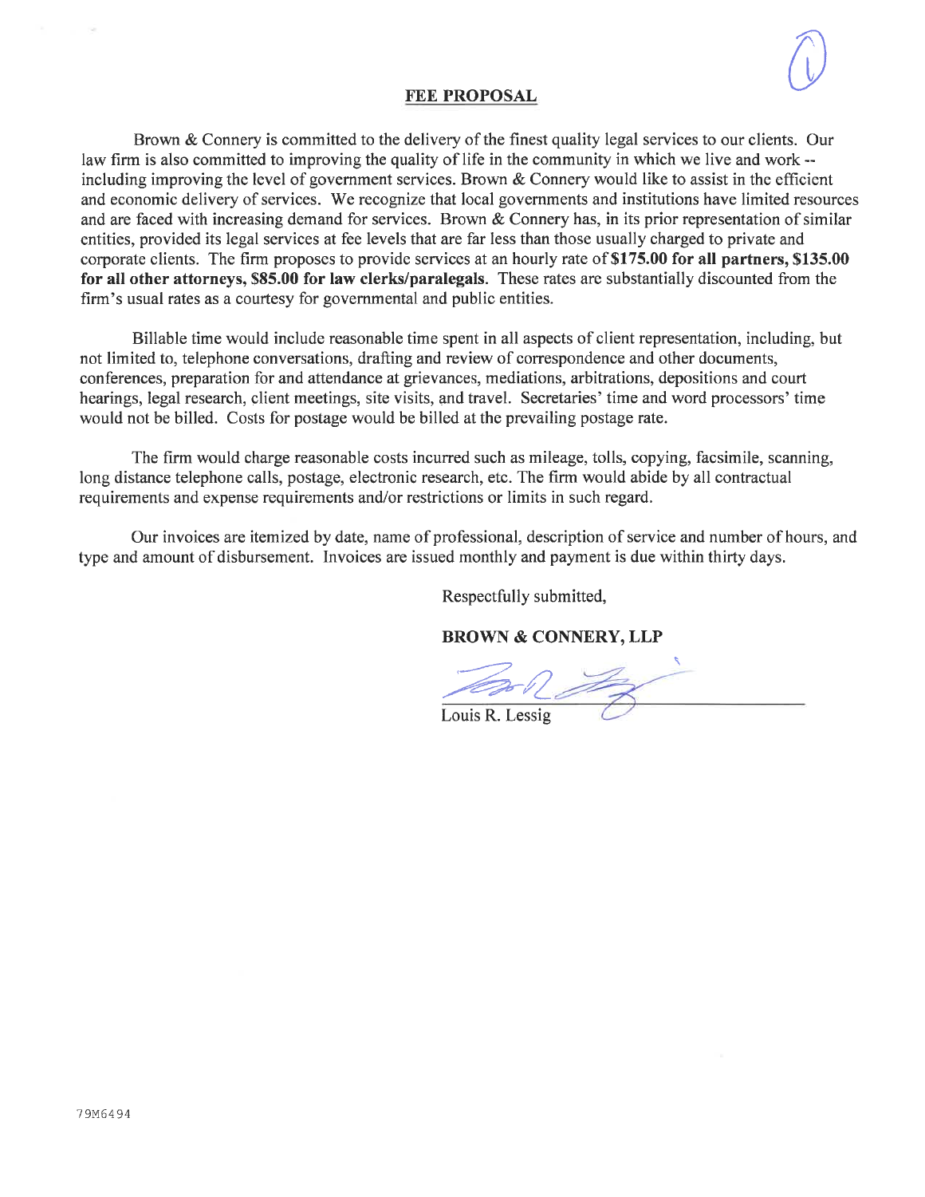## FEE PROPOSAL

Brown & Connery is committed to the delivery of the finest quality legal services to our clients. Our law firm is also committed to improving the quality of life in the community in which we live and work -- including improving the level of government services. Brown & Connery would like to assist in the efficient and economic delivery of services. We recognize that local governments and institutions have limited resources and are faced with increasing demand for services. Brown & Connery has, in its prior representation of similar entities, provided its legal services at fee levels that are far less than those usually charged to private and corporate clients. The firm proposes to provide services at an hourly rate of **$175.00 for all partners, $135.00 for all other attorneys, $85.00 for law clerks/paralegals**. These rates are substantially discounted from the firm's usual rates as a courtesy for governmental and public entities.

Billable time would include reasonable time spent in all aspects of client representation, including, but not limited to, telephone conversations, drafting and review of correspondence and other documents, conferences, preparation for and attendance at grievances, mediations, arbitrations, depositions and court hearings, legal research, client meetings, site visits, and travel. Secretaries' time and word processors' time would not be billed. Costs for postage would be billed at the prevailing postage rate.

The firm would charge reasonable costs incurred such as mileage, tolls, copying, facsimile, scanning, long distance telephone calls, postage, electronic research, etc. The firm would abide by all contractual requirements and expense requirements and/or restrictions or limits in such regard.

Our invoices are itemized by date, name of professional, description of service and number of hours, and type and amount of disbursement. Invoices are issued monthly and payment is due within thirty days.

Respectfully submitted,

**BROWN & CONNERY, LLP**

Louis R. Lessig

79M6494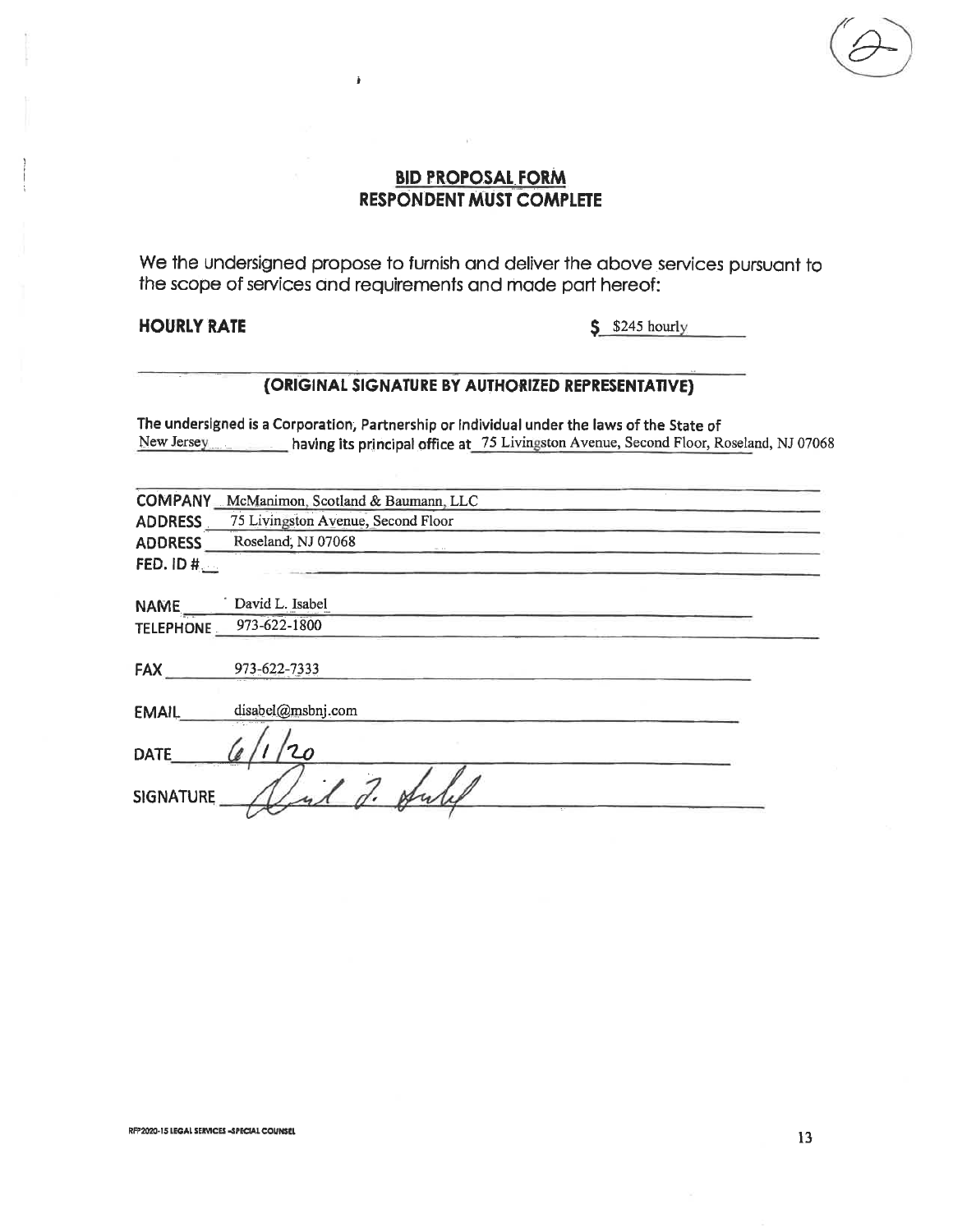## BID PROPOSAL FORM
## RESPONDENT MUST COMPLETE

We the undersigned propose to furnish and deliver the above services pursuant to the scope of services and requirements and made part hereof:

**HOURLY RATE** $ $245 hourly

**(ORIGINAL SIGNATURE BY AUTHORIZED REPRESENTATIVE)**

**The undersigned is a Corporation, Partnership or Individual under the laws of the State of** New Jersey **having its principal office at** 75 Livingston Avenue, Second Floor, Roseland, NJ 07068

**COMPANY** McManimon, Scotland & Baumann, LLC

**ADDRESS** 75 Livingston Avenue, Second Floor

**ADDRESS** Roseland, NJ 07068

**FED. ID #**

**NAME** David L. Isabel

**TELEPHONE** 973-622-1800

**FAX** 973-622-7333

**EMAIL** disabel@msbnj.com

**DATE** 6/1/20

**SIGNATURE** David L. Isabel

RFP2020-15 LEGAL SERVICES -SPECIAL COUNSEL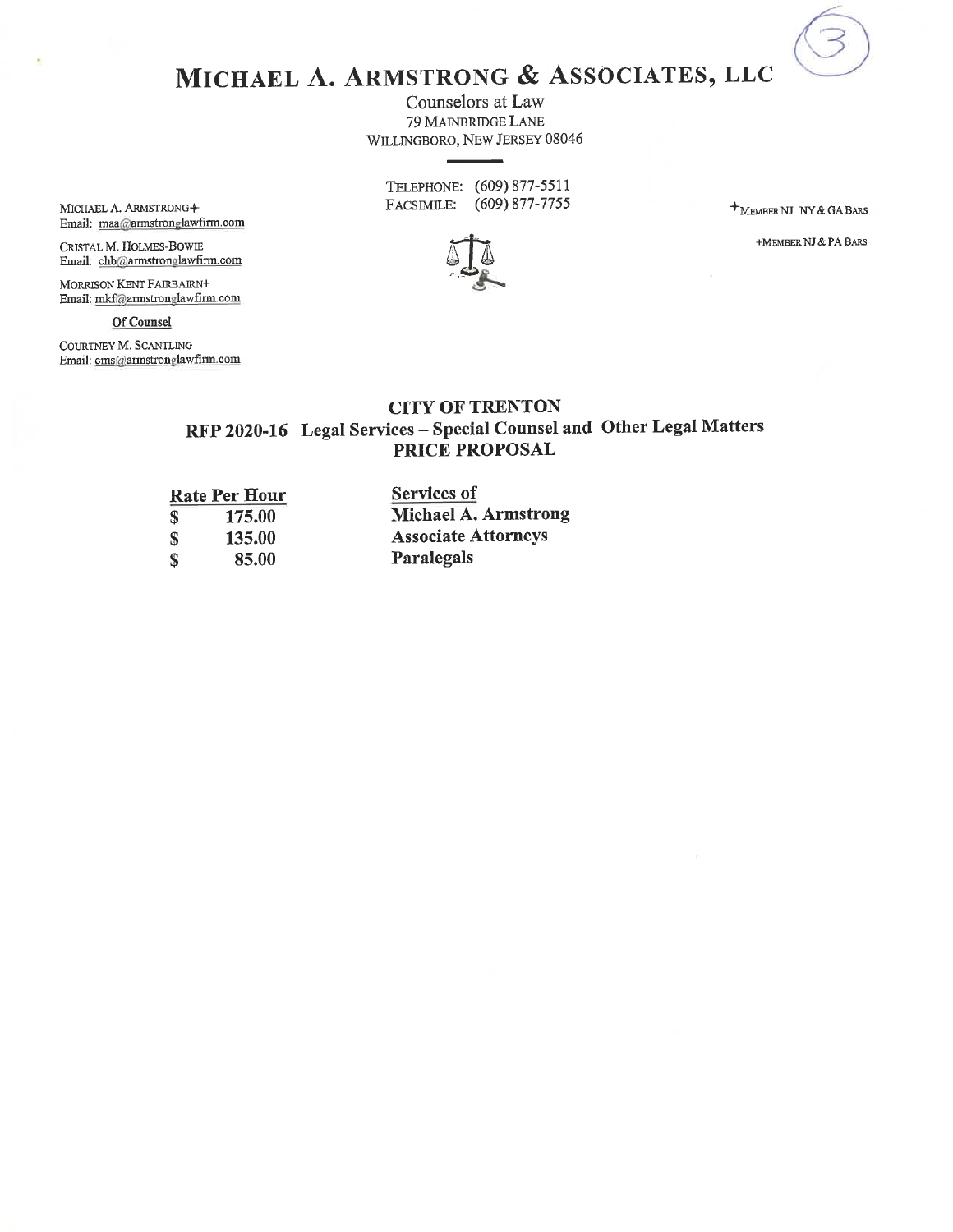# MICHAEL A. ARMSTRONG & ASSOCIATES, LLC

Counselors at Law
79 MAINBRIDGE LANE
WILLINGBORO, NEW JERSEY 08046

TELEPHONE: (609) 877-5511
FACSIMILE: (609) 877-7755

MICHAEL A. ARMSTRONG+
Email: maa@armstronglawfirm.com

CRISTAL M. HOLMES-BOWIE
Email: chb@armstronglawfirm.com

MORRISON KENT FAIRBAIRN+
Email: mkf@armstronglawfirm.com

**Of Counsel**

COURTNEY M. SCANTLING
Email: cms@armstronglawfirm.com

+MEMBER NJ NY & GA BARS

+MEMBER NJ & PA BARS

## CITY OF TRENTON
## RFP 2020-16 Legal Services – Special Counsel and Other Legal Matters
## PRICE PROPOSAL

| Rate Per Hour | Services of |
|---|---|
| $ 175.00 | Michael A. Armstrong |
| $ 135.00 | Associate Attorneys |
| $ 85.00 | Paralegals |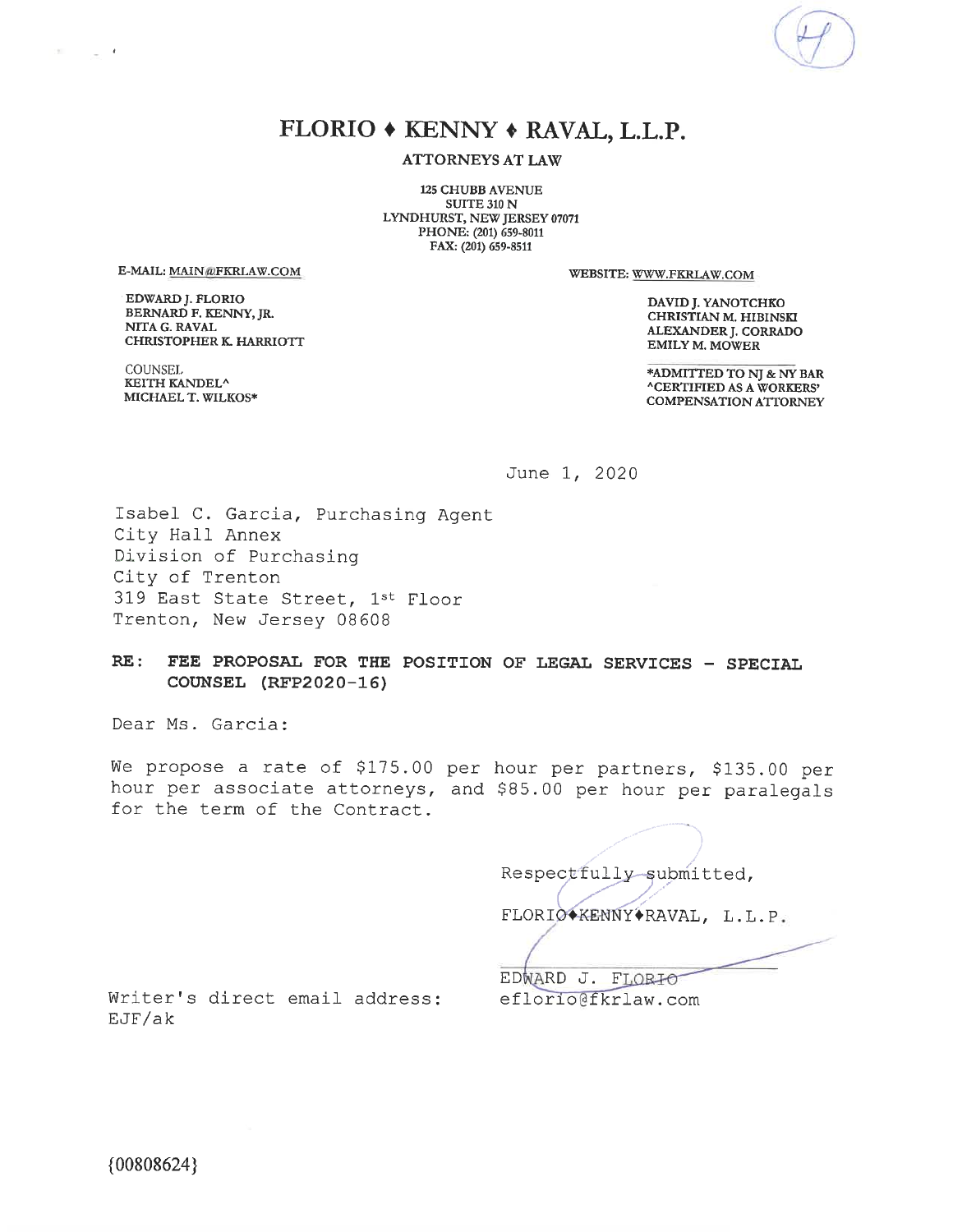# FLORIO ♦ KENNY ♦ RAVAL, L.L.P.

ATTORNEYS AT LAW

125 CHUBB AVENUE
SUITE 310 N
LYNDHURST, NEW JERSEY 07071
PHONE: (201) 659-8011
FAX: (201) 659-8511

E-MAIL: MAIN@FKRLAW.COM

WEBSITE: WWW.FKRLAW.COM

EDWARD J. FLORIO
BERNARD F. KENNY, JR.
NITA G. RAVAL
CHRISTOPHER K. HARRIOTT

COUNSEL
KEITH KANDEL^
MICHAEL T. WILKOS*

DAVID J. YANOTCHKO
CHRISTIAN M. HIBINSKI
ALEXANDER J. CORRADO
EMILY M. MOWER

*ADMITTED TO NJ & NY BAR
^CERTIFIED AS A WORKERS' COMPENSATION ATTORNEY

June 1, 2020

Isabel C. Garcia, Purchasing Agent
City Hall Annex
Division of Purchasing
City of Trenton
319 East State Street, 1st Floor
Trenton, New Jersey 08608

**RE: FEE PROPOSAL FOR THE POSITION OF LEGAL SERVICES - SPECIAL COUNSEL (RFP2020-16)**

Dear Ms. Garcia:

We propose a rate of $175.00 per hour per partners, $135.00 per hour per associate attorneys, and $85.00 per hour per paralegals for the term of the Contract.

Respectfully submitted,

FLORIO♦KENNY♦RAVAL, L.L.P.

EDWARD J. FLORIO

Writer's direct email address: eflorio@fkrlaw.com

EJF/ak

{00808624}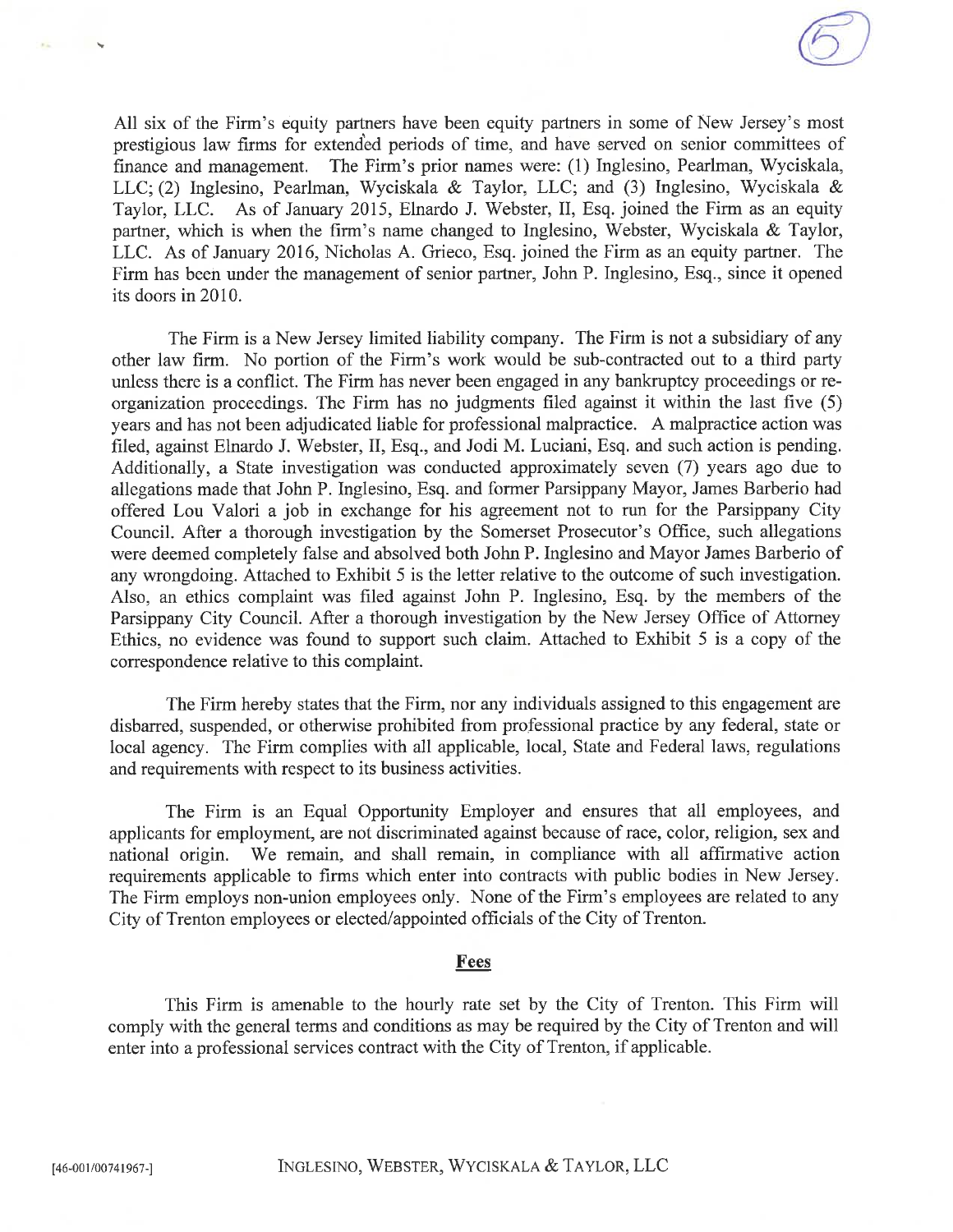All six of the Firm's equity partners have been equity partners in some of New Jersey's most prestigious law firms for extended periods of time, and have served on senior committees of finance and management. The Firm's prior names were: (1) Inglesino, Pearlman, Wyciskala, LLC; (2) Inglesino, Pearlman, Wyciskala & Taylor, LLC; and (3) Inglesino, Wyciskala & Taylor, LLC. As of January 2015, Elnardo J. Webster, II, Esq. joined the Firm as an equity partner, which is when the firm's name changed to Inglesino, Webster, Wyciskala & Taylor, LLC. As of January 2016, Nicholas A. Grieco, Esq. joined the Firm as an equity partner. The Firm has been under the management of senior partner, John P. Inglesino, Esq., since it opened its doors in 2010.

The Firm is a New Jersey limited liability company. The Firm is not a subsidiary of any other law firm. No portion of the Firm's work would be sub-contracted out to a third party unless there is a conflict. The Firm has never been engaged in any bankruptcy proceedings or re-organization proceedings. The Firm has no judgments filed against it within the last five (5) years and has not been adjudicated liable for professional malpractice. A malpractice action was filed, against Elnardo J. Webster, II, Esq., and Jodi M. Luciani, Esq. and such action is pending. Additionally, a State investigation was conducted approximately seven (7) years ago due to allegations made that John P. Inglesino, Esq. and former Parsippany Mayor, James Barberio had offered Lou Valori a job in exchange for his agreement not to run for the Parsippany City Council. After a thorough investigation by the Somerset Prosecutor's Office, such allegations were deemed completely false and absolved both John P. Inglesino and Mayor James Barberio of any wrongdoing. Attached to Exhibit 5 is the letter relative to the outcome of such investigation. Also, an ethics complaint was filed against John P. Inglesino, Esq. by the members of the Parsippany City Council. After a thorough investigation by the New Jersey Office of Attorney Ethics, no evidence was found to support such claim. Attached to Exhibit 5 is a copy of the correspondence relative to this complaint.

The Firm hereby states that the Firm, nor any individuals assigned to this engagement are disbarred, suspended, or otherwise prohibited from professional practice by any federal, state or local agency. The Firm complies with all applicable, local, State and Federal laws, regulations and requirements with respect to its business activities.

The Firm is an Equal Opportunity Employer and ensures that all employees, and applicants for employment, are not discriminated against because of race, color, religion, sex and national origin. We remain, and shall remain, in compliance with all affirmative action requirements applicable to firms which enter into contracts with public bodies in New Jersey. The Firm employs non-union employees only. None of the Firm's employees are related to any City of Trenton employees or elected/appointed officials of the City of Trenton.

## Fees

This Firm is amenable to the hourly rate set by the City of Trenton. This Firm will comply with the general terms and conditions as may be required by the City of Trenton and will enter into a professional services contract with the City of Trenton, if applicable.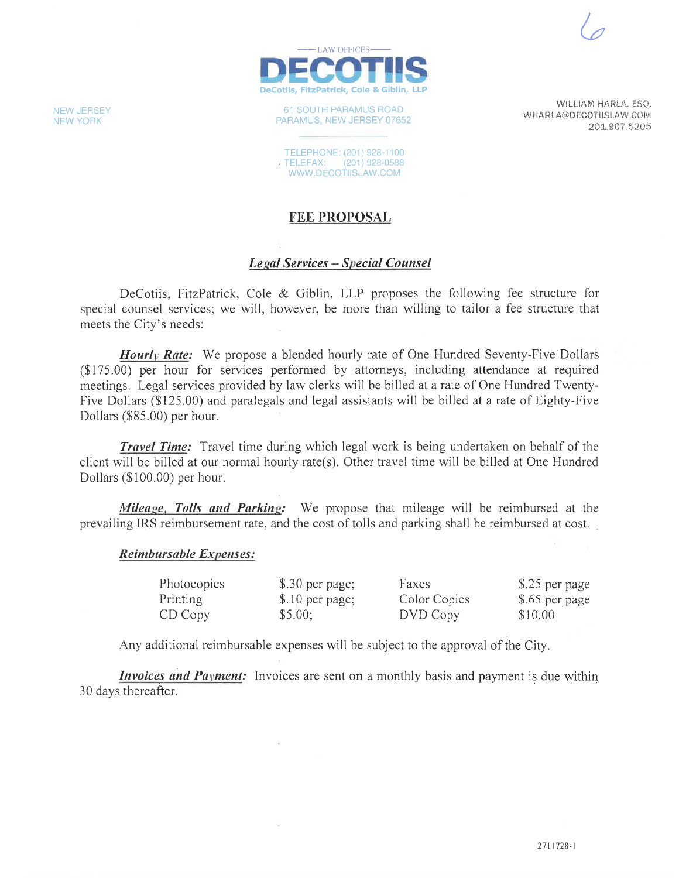— LAW OFFICES —

**DECOTIIS**

DeCotiis, FitzPatrick, Cole & Giblin, LLP

NEW JERSEY
NEW YORK

61 SOUTH PARAMUS ROAD
PARAMUS, NEW JERSEY 07652

TELEPHONE: (201) 928-1100
TELEFAX: (201) 928-0588
WWW.DECOTIISLAW.COM

WILLIAM HARLA, ESQ.
WHARLA@DECOTIISLAW.COM
201.907.5205

# FEE PROPOSAL

## *Legal Services – Special Counsel*

DeCotiis, FitzPatrick, Cole & Giblin, LLP proposes the following fee structure for special counsel services; we will, however, be more than willing to tailor a fee structure that meets the City's needs:

***Hourly Rate:*** We propose a blended hourly rate of One Hundred Seventy-Five Dollars ($175.00) per hour for services performed by attorneys, including attendance at required meetings. Legal services provided by law clerks will be billed at a rate of One Hundred Twenty-Five Dollars ($125.00) and paralegals and legal assistants will be billed at a rate of Eighty-Five Dollars ($85.00) per hour.

***Travel Time:*** Travel time during which legal work is being undertaken on behalf of the client will be billed at our normal hourly rate(s). Other travel time will be billed at One Hundred Dollars ($100.00) per hour.

***Mileage, Tolls and Parking:*** We propose that mileage will be reimbursed at the prevailing IRS reimbursement rate, and the cost of tolls and parking shall be reimbursed at cost.

***Reimbursable Expenses:***

| | | | |
|---|---|---|---|
| Photocopies | $.30 per page; | Faxes | $.25 per page |
| Printing | $.10 per page; | Color Copies | $.65 per page |
| CD Copy | $5.00; | DVD Copy | $10.00 |

Any additional reimbursable expenses will be subject to the approval of the City.

***Invoices and Payment:*** Invoices are sent on a monthly basis and payment is due within 30 days thereafter.

2711728-1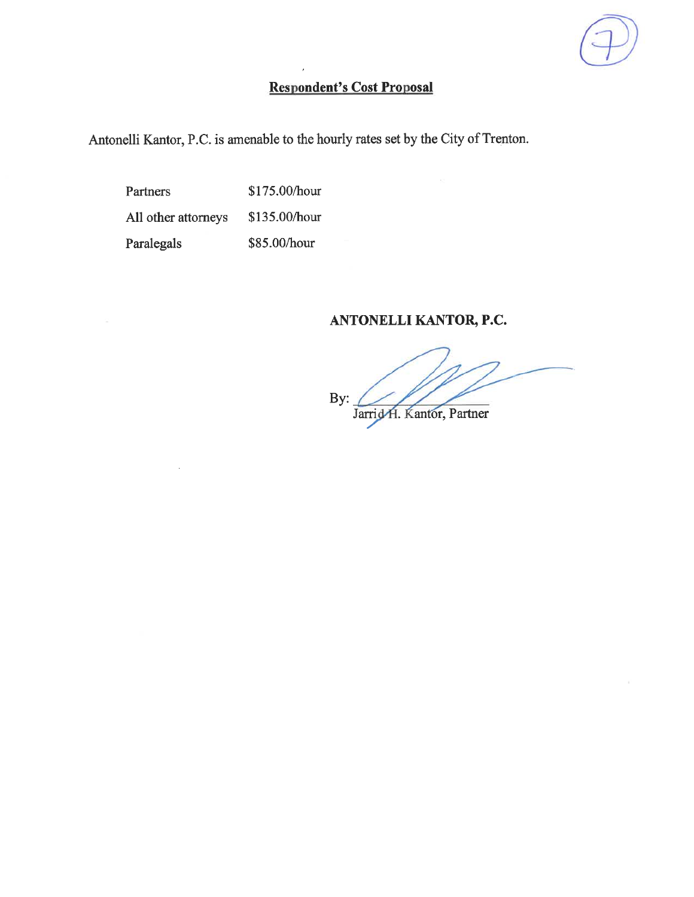**Respondent's Cost Proposal**

Antonelli Kantor, P.C. is amenable to the hourly rates set by the City of Trenton.

| | |
|---|---|
| Partners | $175.00/hour |
| All other attorneys | $135.00/hour |
| Paralegals | $85.00/hour |

**ANTONELLI KANTOR, P.C.**

By: ______________________
Jarrid H. Kantor, Partner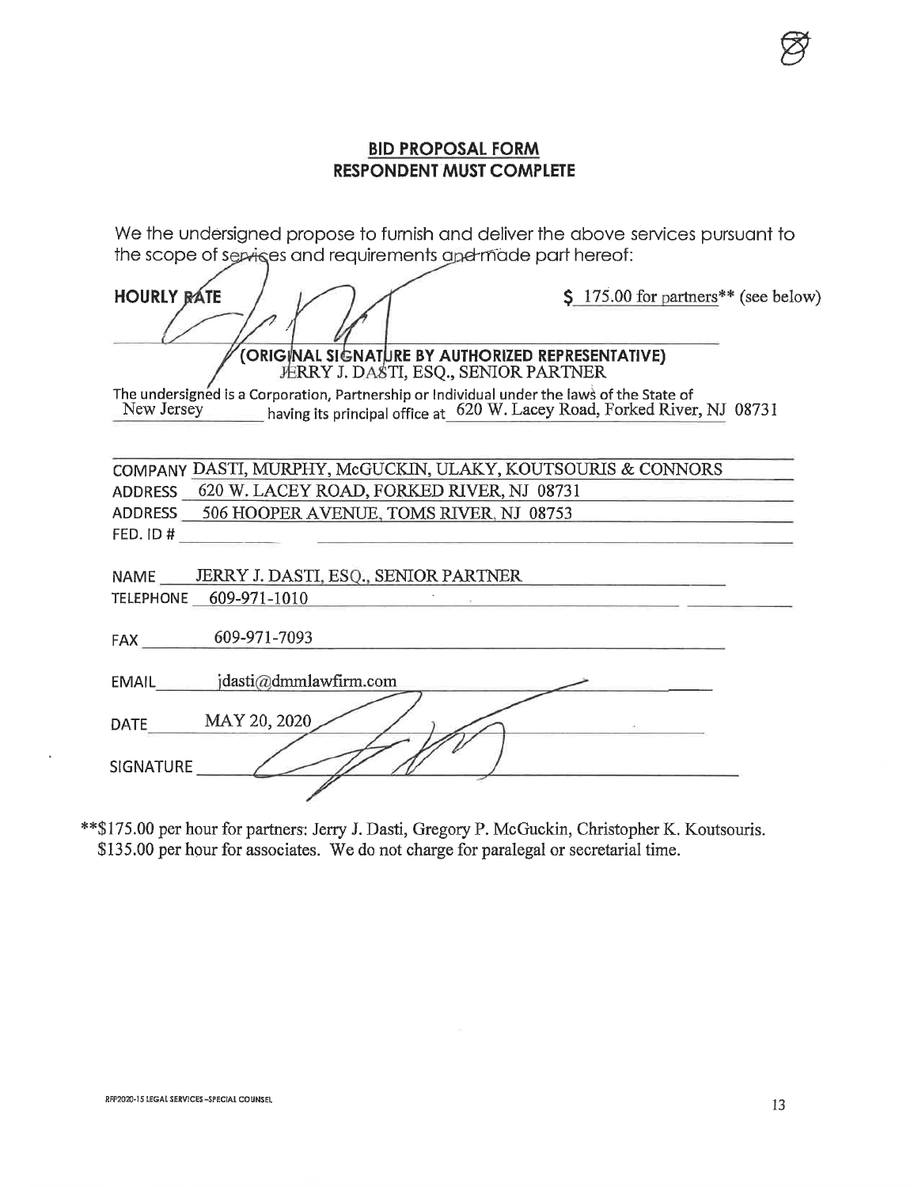## BID PROPOSAL FORM
## RESPONDENT MUST COMPLETE

We the undersigned propose to furnish and deliver the above services pursuant to the scope of services and requirements and made part hereof:

**HOURLY RATE** $ 175.00 for partners** (see below)

**(ORIGINAL SIGNATURE BY AUTHORIZED REPRESENTATIVE)**
JERRY J. DASTI, ESQ., SENIOR PARTNER

The undersigned is a Corporation, Partnership or Individual under the laws of the State of New Jersey having its principal office at 620 W. Lacey Road, Forked River, NJ 08731

COMPANY DASTI, MURPHY, McGUCKIN, ULAKY, KOUTSOURIS & CONNORS

ADDRESS 620 W. LACEY ROAD, FORKED RIVER, NJ 08731

ADDRESS 506 HOOPER AVENUE, TOMS RIVER, NJ 08753

FED. ID #

NAME JERRY J. DASTI, ESQ., SENIOR PARTNER

TELEPHONE 609-971-1010

FAX 609-971-7093

EMAIL jdasti@dmmlawfirm.com

DATE MAY 20, 2020

SIGNATURE

**$175.00 per hour for partners: Jerry J. Dasti, Gregory P. McGuckin, Christopher K. Koutsouris.
$135.00 per hour for associates. We do not charge for paralegal or secretarial time.

RFP2020-15 LEGAL SERVICES –SPECIAL COUNSEL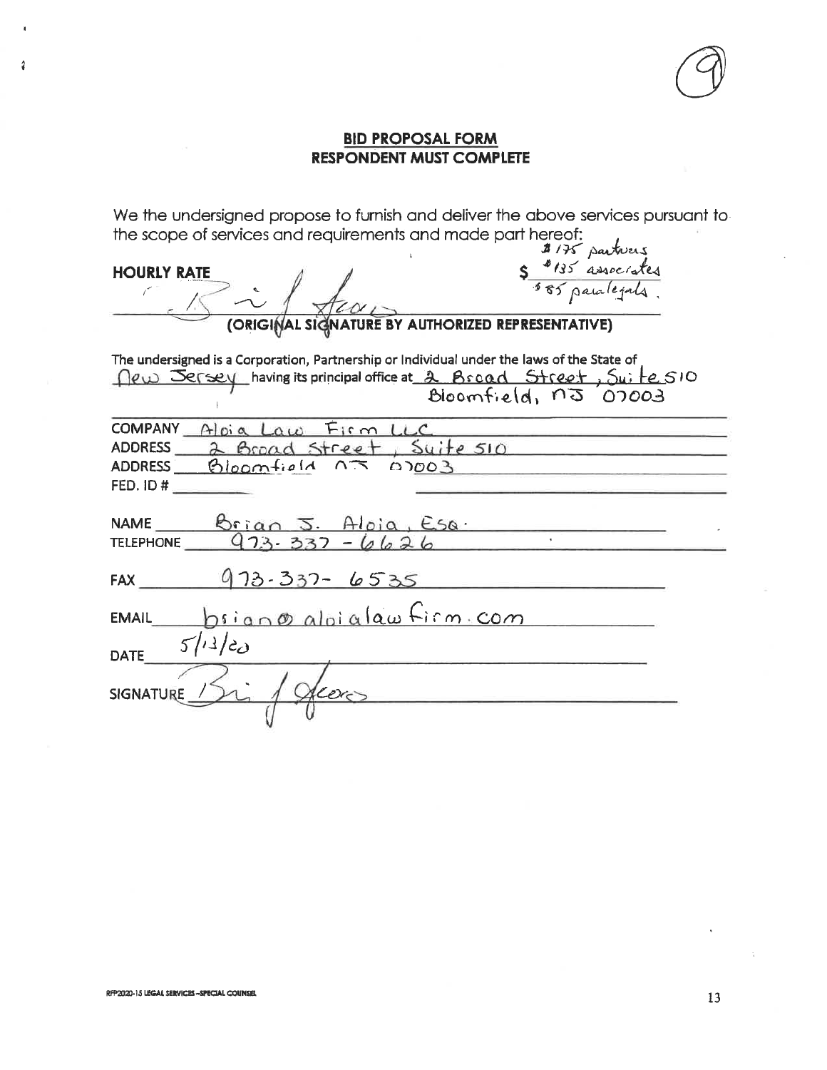9

## BID PROPOSAL FORM
## RESPONDENT MUST COMPLETE

We the undersigned propose to furnish and deliver the above services pursuant to the scope of services and requirements and made part hereof:

**HOURLY RATE** $ $175 partners
$135 associates
$85 paralegals.

(signature)
**(ORIGINAL SIGNATURE BY AUTHORIZED REPRESENTATIVE)**

The undersigned is a Corporation, Partnership or Individual under the laws of the State of New Jersey having its principal office at 2 Broad Street, Suite 510 Bloomfield, NJ 07003

COMPANY Aloia Law Firm LLC
ADDRESS 2 Broad Street, Suite 510
ADDRESS Bloomfield NJ 07003
FED. ID #

NAME Brian J. Aloia, Esq.
TELEPHONE 973-337-6626

FAX 973-337-6535

EMAIL brian@aloialawfirm.com

DATE 5/13/20

SIGNATURE (signature)

RFP2020-15 LEGAL SERVICES -SPECIAL COUNSEL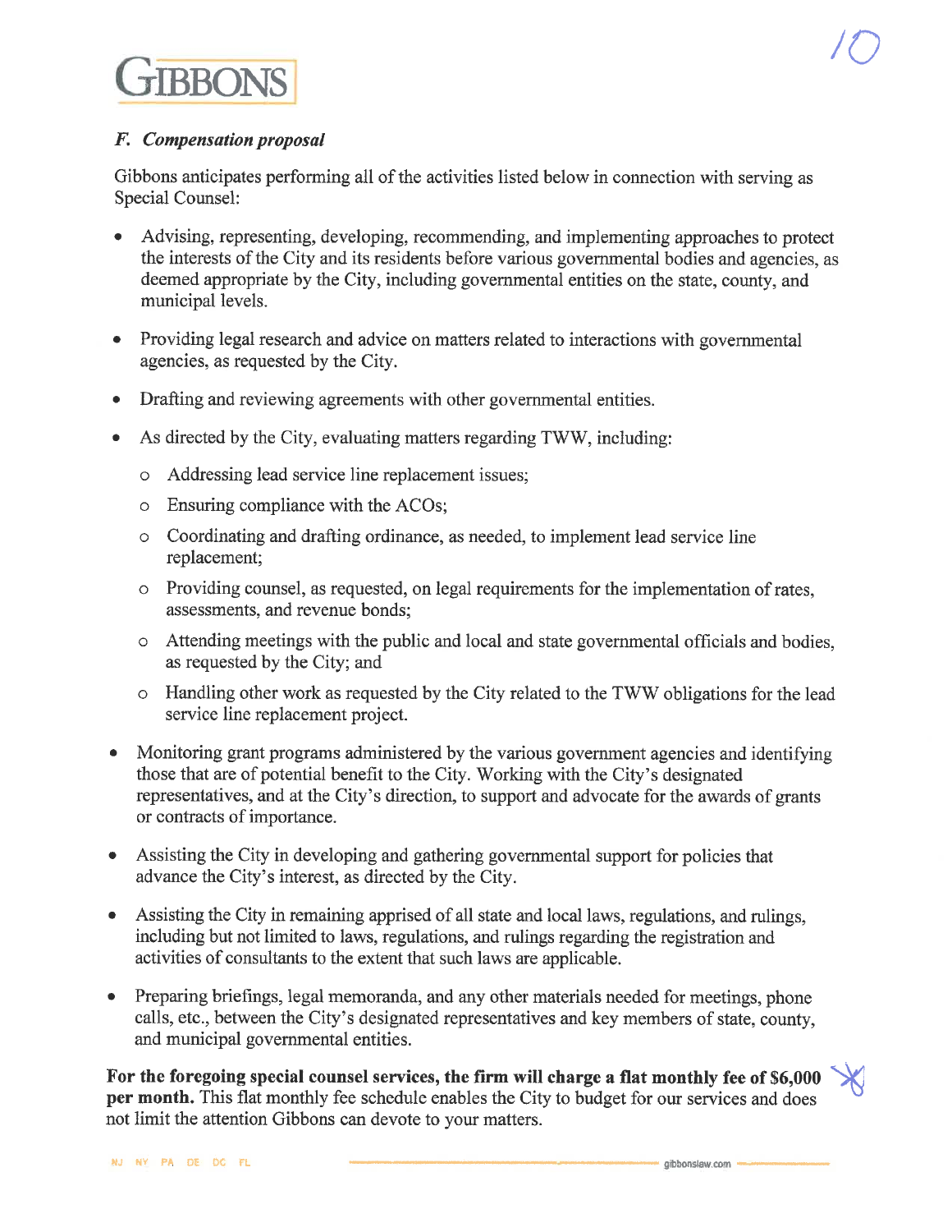### *F. Compensation proposal*

Gibbons anticipates performing all of the activities listed below in connection with serving as Special Counsel:

- Advising, representing, developing, recommending, and implementing approaches to protect the interests of the City and its residents before various governmental bodies and agencies, as deemed appropriate by the City, including governmental entities on the state, county, and municipal levels.
- Providing legal research and advice on matters related to interactions with governmental agencies, as requested by the City.
- Drafting and reviewing agreements with other governmental entities.
- As directed by the City, evaluating matters regarding TWW, including:
  - Addressing lead service line replacement issues;
  - Ensuring compliance with the ACOs;
  - Coordinating and drafting ordinance, as needed, to implement lead service line replacement;
  - Providing counsel, as requested, on legal requirements for the implementation of rates, assessments, and revenue bonds;
  - Attending meetings with the public and local and state governmental officials and bodies, as requested by the City; and
  - Handling other work as requested by the City related to the TWW obligations for the lead service line replacement project.
- Monitoring grant programs administered by the various government agencies and identifying those that are of potential benefit to the City. Working with the City's designated representatives, and at the City's direction, to support and advocate for the awards of grants or contracts of importance.
- Assisting the City in developing and gathering governmental support for policies that advance the City's interest, as directed by the City.
- Assisting the City in remaining apprised of all state and local laws, regulations, and rulings, including but not limited to laws, regulations, and rulings regarding the registration and activities of consultants to the extent that such laws are applicable.
- Preparing briefings, legal memoranda, and any other materials needed for meetings, phone calls, etc., between the City's designated representatives and key members of state, county, and municipal governmental entities.

**For the foregoing special counsel services, the firm will charge a flat monthly fee of $6,000 per month.** This flat monthly fee schedule enables the City to budget for our services and does not limit the attention Gibbons can devote to your matters.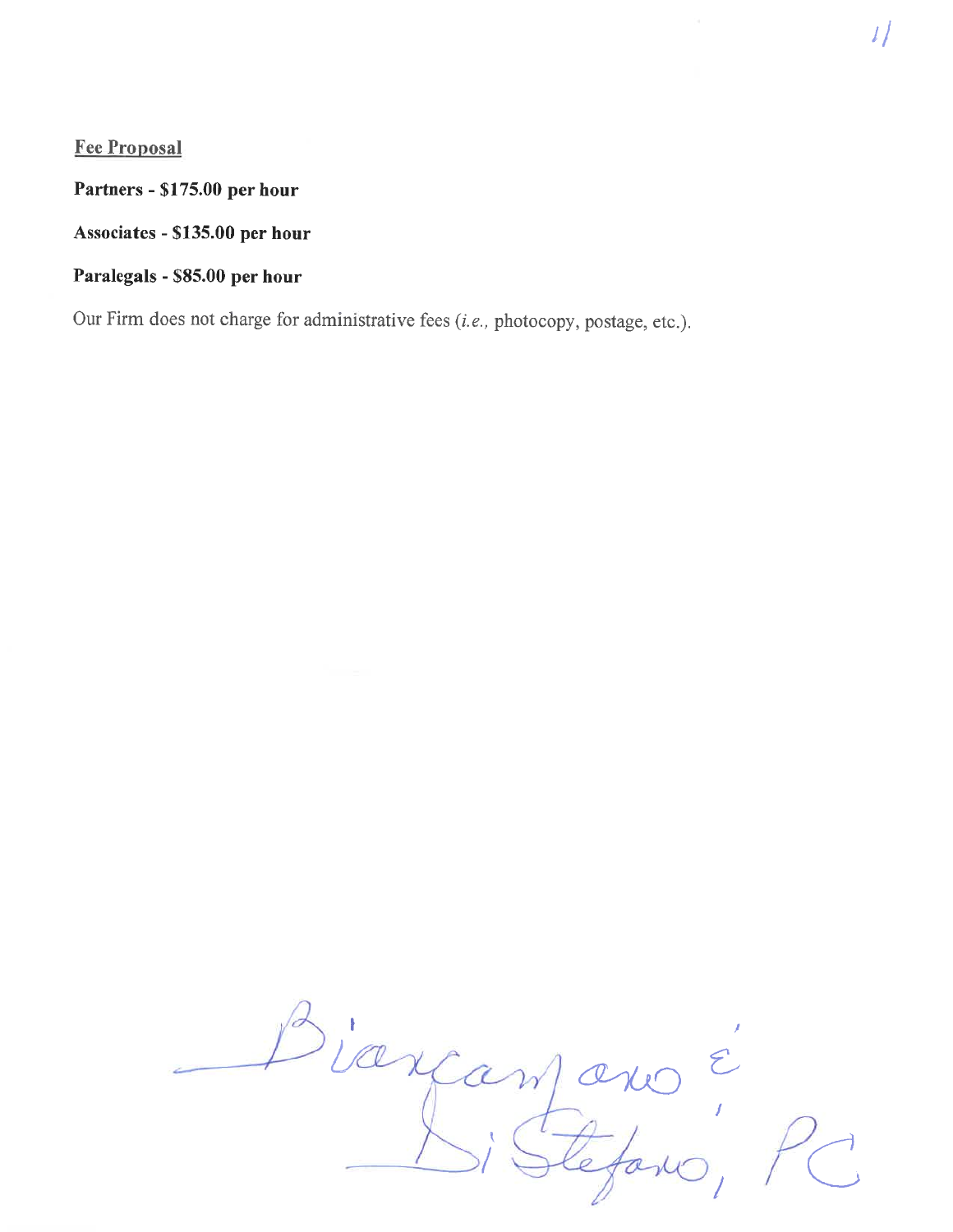**Fee Proposal**

**Partners - $175.00 per hour**

**Associates - $135.00 per hour**

**Paralegals - $85.00 per hour**

Our Firm does not charge for administrative fees (*i.e.,* photocopy, postage, etc.).

Biancamano & Di Stefano, PC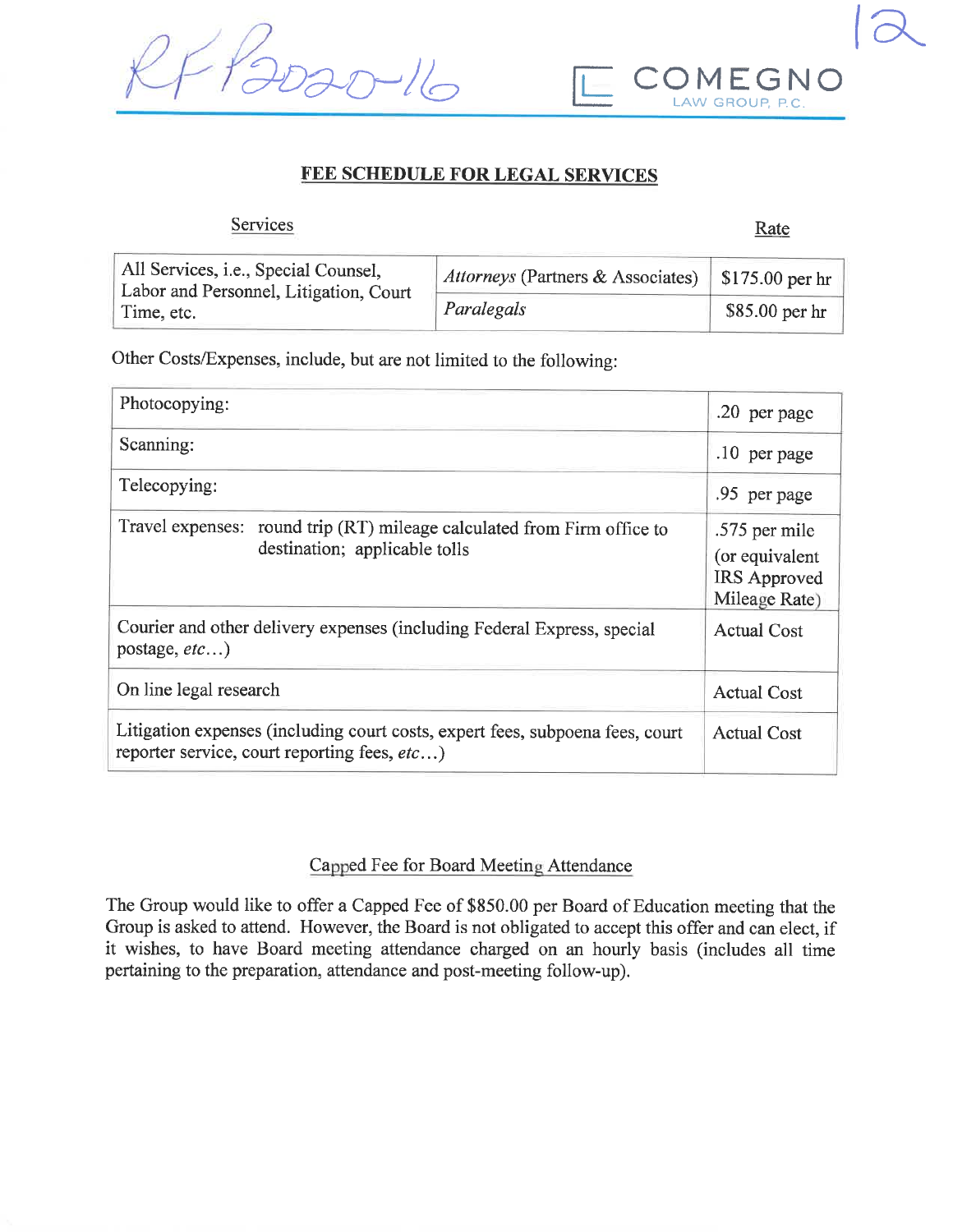RFP2020-16

12

COMEGNO LAW GROUP, P.C.

## FEE SCHEDULE FOR LEGAL SERVICES

| Services | | Rate |
|---|---|---|
| All Services, i.e., Special Counsel, Labor and Personnel, Litigation, Court Time, etc. | *Attorneys* (Partners & Associates) | $175.00 per hr |
| | *Paralegals* | $85.00 per hr |

Other Costs/Expenses, include, but are not limited to the following:

| | |
|---|---|
| Photocopying: | .20 per page |
| Scanning: | .10 per page |
| Telecopying: | .95 per page |
| Travel expenses: round trip (RT) mileage calculated from Firm office to destination; applicable tolls | .575 per mile (or equivalent IRS Approved Mileage Rate) |
| Courier and other delivery expenses (including Federal Express, special postage, *etc…*) | Actual Cost |
| On line legal research | Actual Cost |
| Litigation expenses (including court costs, expert fees, subpoena fees, court reporter service, court reporting fees, *etc…*) | Actual Cost |

### Capped Fee for Board Meeting Attendance

The Group would like to offer a Capped Fee of $850.00 per Board of Education meeting that the Group is asked to attend. However, the Board is not obligated to accept this offer and can elect, if it wishes, to have Board meeting attendance charged on an hourly basis (includes all time pertaining to the preparation, attendance and post-meeting follow-up).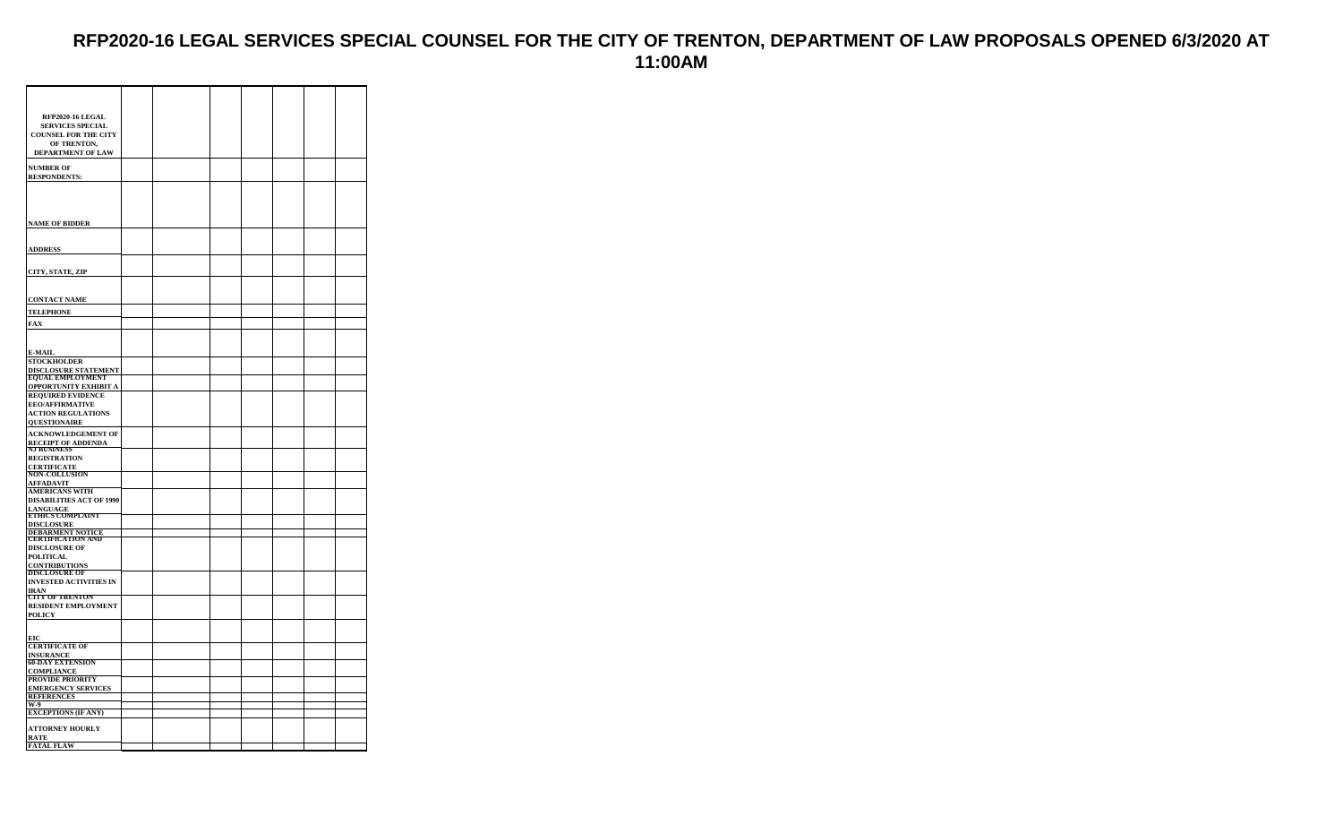# RFP2020-16 LEGAL SERVICES SPECIAL COUNSEL FOR THE CITY OF TRENTON, DEPARTMENT OF LAW PROPOSALS OPENED 6/3/2020 AT 11:00AM

| RFP2020-16 LEGAL SERVICES SPECIAL COUNSEL FOR THE CITY OF TRENTON, DEPARTMENT OF LAW | | | | | | | |
|---|---|---|---|---|---|---|---|
| NUMBER OF RESPONDENTS: | | | | | | | |
| NAME OF BIDDER | | | | | | | |
| ADDRESS | | | | | | | |
| CITY, STATE, ZIP | | | | | | | |
| CONTACT NAME | | | | | | | |
| TELEPHONE | | | | | | | |
| FAX | | | | | | | |
| E-MAIL | | | | | | | |
| STOCKHOLDER DISCLOSURE STATEMENT | | | | | | | |
| EQUAL EMPLOYMENT OPPORTUNITY EXHIBIT A | | | | | | | |
| REQUIRED EVIDENCE EEO/AFFIRMATIVE ACTION REGULATIONS QUESTIONAIRE | | | | | | | |
| ACKNOWLEDGEMENT OF RECEIPT OF ADDENDA | | | | | | | |
| NJ BUSINESS REGISTRATION CERTIFICATE | | | | | | | |
| NON-COLLUSION AFFADAVIT | | | | | | | |
| AMERICANS WITH DISABILITIES ACT OF 1990 LANGUAGE | | | | | | | |
| ETHICS COMPLAINT DISCLOSURE | | | | | | | |
| DEBARMENT NOTICE | | | | | | | |
| CERTIFICATION AND DISCLOSURE OF POLITICAL CONTRIBUTIONS | | | | | | | |
| DISCLOSURE OF INVESTED ACTIVITIES IN IRAN | | | | | | | |
| CITY OF TRENTON RESIDENT EMPLOYMENT POLICY | | | | | | | |
| EIC | | | | | | | |
| CERTIFICATE OF INSURANCE | | | | | | | |
| 60-DAY EXTENSION COMPLIANCE | | | | | | | |
| PROVIDE PRIORITY EMERGENCY SERVICES | | | | | | | |
| REFERENCES | | | | | | | |
| W-9 | | | | | | | |
| EXCEPTIONS (IF ANY) | | | | | | | |
| ATTORNEY HOURLY RATE | | | | | | | |
| FATAL FLAW | | | | | | | |